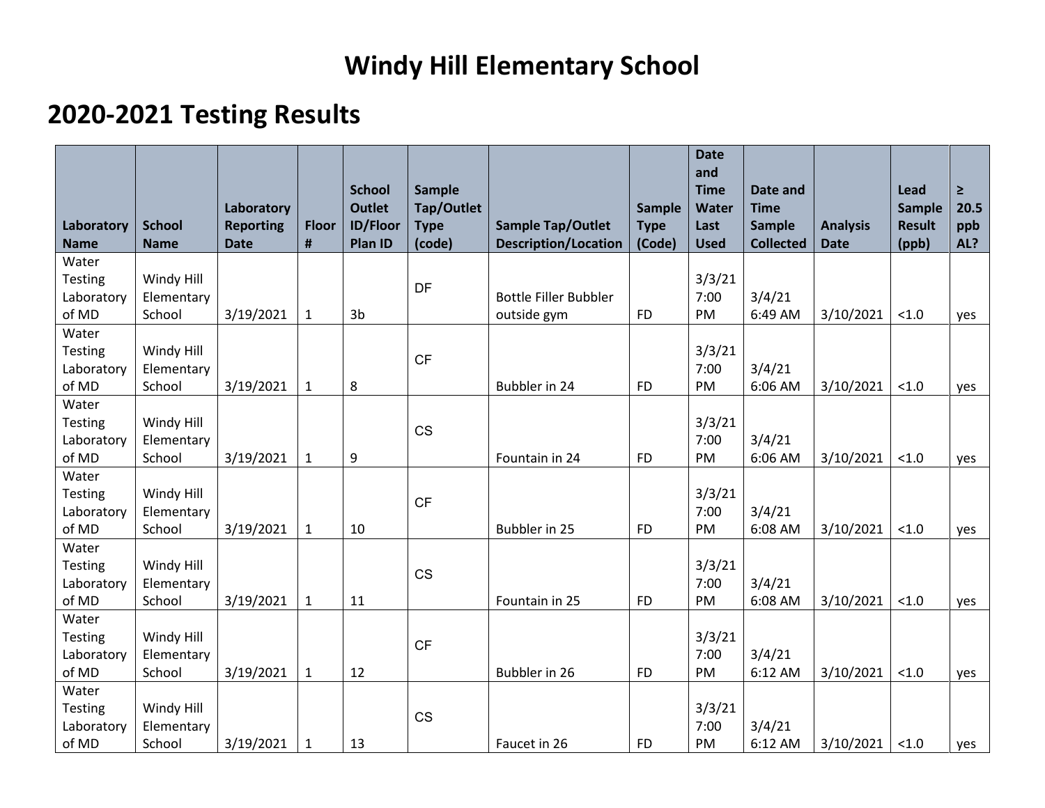# Windy Hill Elementary School

## 2020-2021 Testing Results

| Laboratory Name | School Name | Laboratory Reporting Date | Floor # | School Outlet ID/Floor Plan ID | Sample Tap/Outlet Type (code) | Sample Tap/Outlet Description/Location | Sample Type (Code) | Date and Time Water Last Used | Date and Time Sample Collected | Analysis Date | Lead Sample Result (ppb) | ≥ 20.5 ppb AL? |
|---|---|---|---|---|---|---|---|---|---|---|---|---|
| Water Testing Laboratory of MD | Windy Hill Elementary School | 3/19/2021 | 1 | 3b | DF | Bottle Filler Bubbler outside gym | FD | 3/3/21 7:00 PM | 3/4/21 6:49 AM | 3/10/2021 | <1.0 | yes |
| Water Testing Laboratory of MD | Windy Hill Elementary School | 3/19/2021 | 1 | 8 | CF | Bubbler in 24 | FD | 3/3/21 7:00 PM | 3/4/21 6:06 AM | 3/10/2021 | <1.0 | yes |
| Water Testing Laboratory of MD | Windy Hill Elementary School | 3/19/2021 | 1 | 9 | CS | Fountain in 24 | FD | 3/3/21 7:00 PM | 3/4/21 6:06 AM | 3/10/2021 | <1.0 | yes |
| Water Testing Laboratory of MD | Windy Hill Elementary School | 3/19/2021 | 1 | 10 | CF | Bubbler in 25 | FD | 3/3/21 7:00 PM | 3/4/21 6:08 AM | 3/10/2021 | <1.0 | yes |
| Water Testing Laboratory of MD | Windy Hill Elementary School | 3/19/2021 | 1 | 11 | CS | Fountain in 25 | FD | 3/3/21 7:00 PM | 3/4/21 6:08 AM | 3/10/2021 | <1.0 | yes |
| Water Testing Laboratory of MD | Windy Hill Elementary School | 3/19/2021 | 1 | 12 | CF | Bubbler in 26 | FD | 3/3/21 7:00 PM | 3/4/21 6:12 AM | 3/10/2021 | <1.0 | yes |
| Water Testing Laboratory of MD | Windy Hill Elementary School | 3/19/2021 | 1 | 13 | CS | Faucet in 26 | FD | 3/3/21 7:00 PM | 3/4/21 6:12 AM | 3/10/2021 | <1.0 | yes |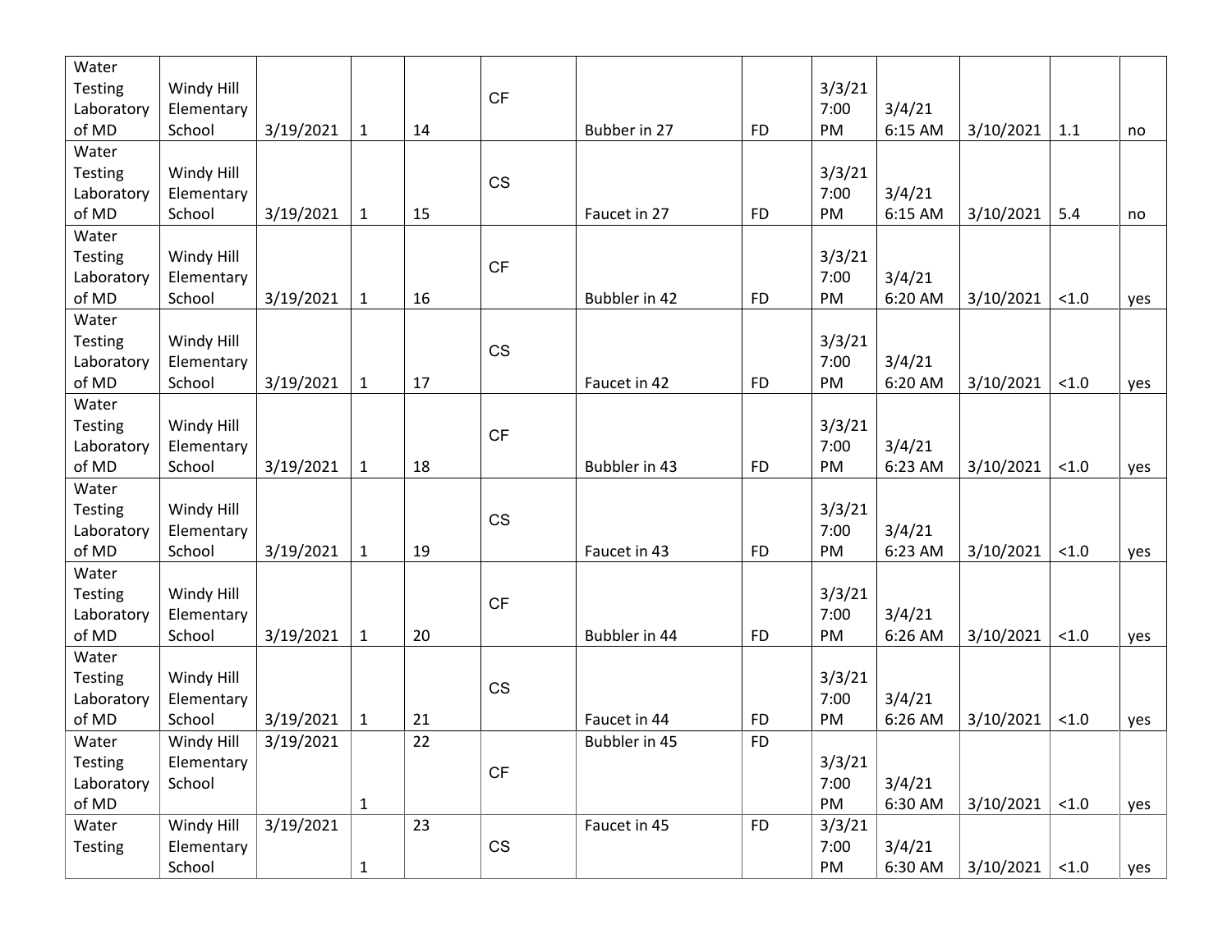| | | | | | | | | | | | | |
|---|---|---|---|---|---|---|---|---|---|---|---|---|
| Water Testing Laboratory of MD | Windy Hill Elementary School | 3/19/2021 | 1 | 14 | CF | Bubber in 27 | FD | 3/3/21 7:00 PM | 3/4/21 6:15 AM | 3/10/2021 | 1.1 | no |
| Water Testing Laboratory of MD | Windy Hill Elementary School | 3/19/2021 | 1 | 15 | CS | Faucet in 27 | FD | 3/3/21 7:00 PM | 3/4/21 6:15 AM | 3/10/2021 | 5.4 | no |
| Water Testing Laboratory of MD | Windy Hill Elementary School | 3/19/2021 | 1 | 16 | CF | Bubbler in 42 | FD | 3/3/21 7:00 PM | 3/4/21 6:20 AM | 3/10/2021 | <1.0 | yes |
| Water Testing Laboratory of MD | Windy Hill Elementary School | 3/19/2021 | 1 | 17 | CS | Faucet in 42 | FD | 3/3/21 7:00 PM | 3/4/21 6:20 AM | 3/10/2021 | <1.0 | yes |
| Water Testing Laboratory of MD | Windy Hill Elementary School | 3/19/2021 | 1 | 18 | CF | Bubbler in 43 | FD | 3/3/21 7:00 PM | 3/4/21 6:23 AM | 3/10/2021 | <1.0 | yes |
| Water Testing Laboratory of MD | Windy Hill Elementary School | 3/19/2021 | 1 | 19 | CS | Faucet in 43 | FD | 3/3/21 7:00 PM | 3/4/21 6:23 AM | 3/10/2021 | <1.0 | yes |
| Water Testing Laboratory of MD | Windy Hill Elementary School | 3/19/2021 | 1 | 20 | CF | Bubbler in 44 | FD | 3/3/21 7:00 PM | 3/4/21 6:26 AM | 3/10/2021 | <1.0 | yes |
| Water Testing Laboratory of MD | Windy Hill Elementary School | 3/19/2021 | 1 | 21 | CS | Faucet in 44 | FD | 3/3/21 7:00 PM | 3/4/21 6:26 AM | 3/10/2021 | <1.0 | yes |
| Water Testing Laboratory of MD | Windy Hill Elementary School | 3/19/2021 | 1 | 22 | CF | Bubbler in 45 | FD | 3/3/21 7:00 PM | 3/4/21 6:30 AM | 3/10/2021 | <1.0 | yes |
| Water Testing | Windy Hill Elementary School | 3/19/2021 | 1 | 23 | CS | Faucet in 45 | FD | 3/3/21 7:00 PM | 3/4/21 6:30 AM | 3/10/2021 | <1.0 | yes |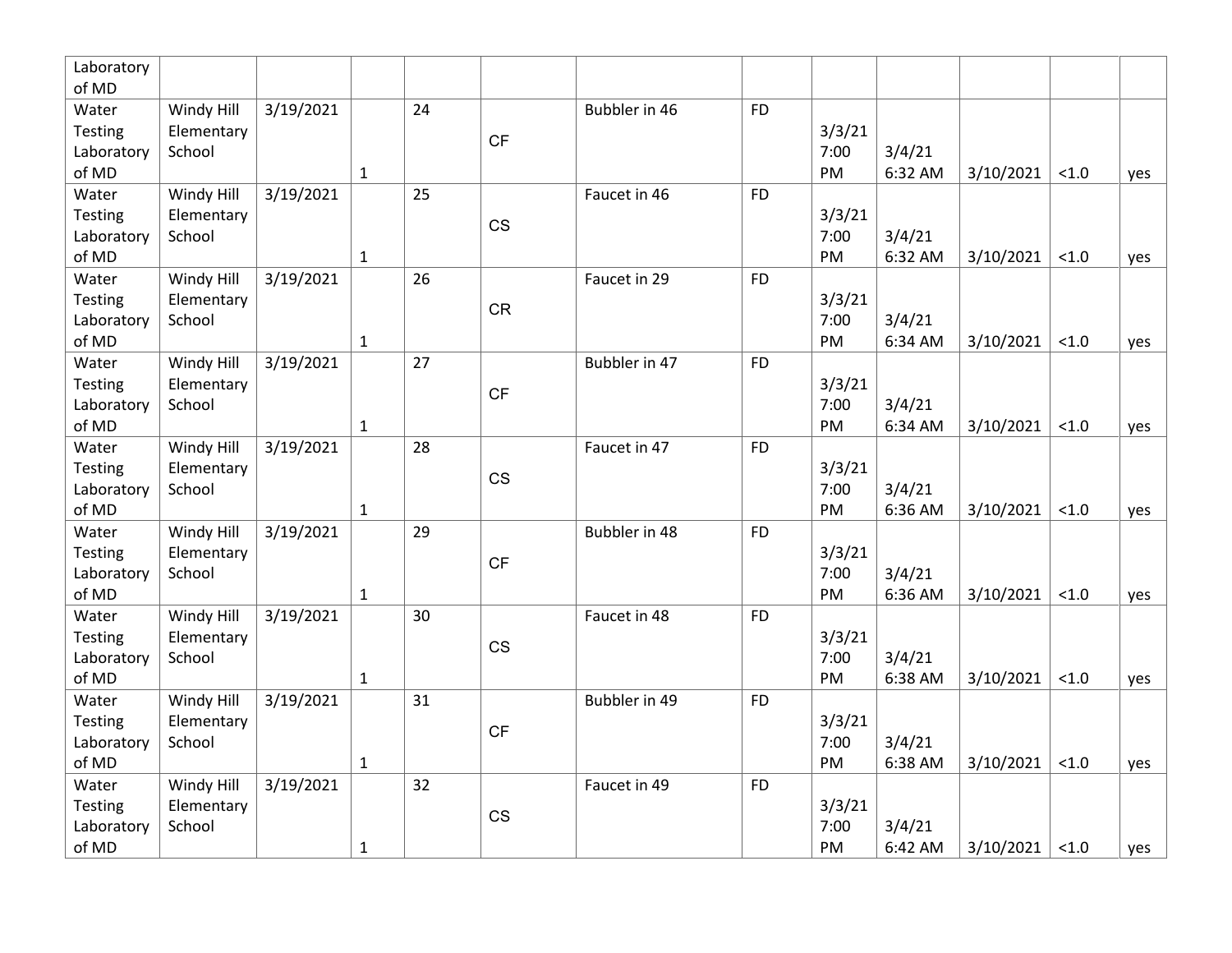| | | | | | | | | | | | | |
|---|---|---|---|---|---|---|---|---|---|---|---|---|
| Laboratory of MD | | | | | | | | | | | | |
| Water Testing Laboratory of MD | Windy Hill Elementary School | 3/19/2021 | 1 | 24 | CF | Bubbler in 46 | FD | 3/3/21 7:00 PM | 3/4/21 6:32 AM | 3/10/2021 | <1.0 | yes |
| Water Testing Laboratory of MD | Windy Hill Elementary School | 3/19/2021 | 1 | 25 | CS | Faucet in 46 | FD | 3/3/21 7:00 PM | 3/4/21 6:32 AM | 3/10/2021 | <1.0 | yes |
| Water Testing Laboratory of MD | Windy Hill Elementary School | 3/19/2021 | 1 | 26 | CR | Faucet in 29 | FD | 3/3/21 7:00 PM | 3/4/21 6:34 AM | 3/10/2021 | <1.0 | yes |
| Water Testing Laboratory of MD | Windy Hill Elementary School | 3/19/2021 | 1 | 27 | CF | Bubbler in 47 | FD | 3/3/21 7:00 PM | 3/4/21 6:34 AM | 3/10/2021 | <1.0 | yes |
| Water Testing Laboratory of MD | Windy Hill Elementary School | 3/19/2021 | 1 | 28 | CS | Faucet in 47 | FD | 3/3/21 7:00 PM | 3/4/21 6:36 AM | 3/10/2021 | <1.0 | yes |
| Water Testing Laboratory of MD | Windy Hill Elementary School | 3/19/2021 | 1 | 29 | CF | Bubbler in 48 | FD | 3/3/21 7:00 PM | 3/4/21 6:36 AM | 3/10/2021 | <1.0 | yes |
| Water Testing Laboratory of MD | Windy Hill Elementary School | 3/19/2021 | 1 | 30 | CS | Faucet in 48 | FD | 3/3/21 7:00 PM | 3/4/21 6:38 AM | 3/10/2021 | <1.0 | yes |
| Water Testing Laboratory of MD | Windy Hill Elementary School | 3/19/2021 | 1 | 31 | CF | Bubbler in 49 | FD | 3/3/21 7:00 PM | 3/4/21 6:38 AM | 3/10/2021 | <1.0 | yes |
| Water Testing Laboratory of MD | Windy Hill Elementary School | 3/19/2021 | 1 | 32 | CS | Faucet in 49 | FD | 3/3/21 7:00 PM | 3/4/21 6:42 AM | 3/10/2021 | <1.0 | yes |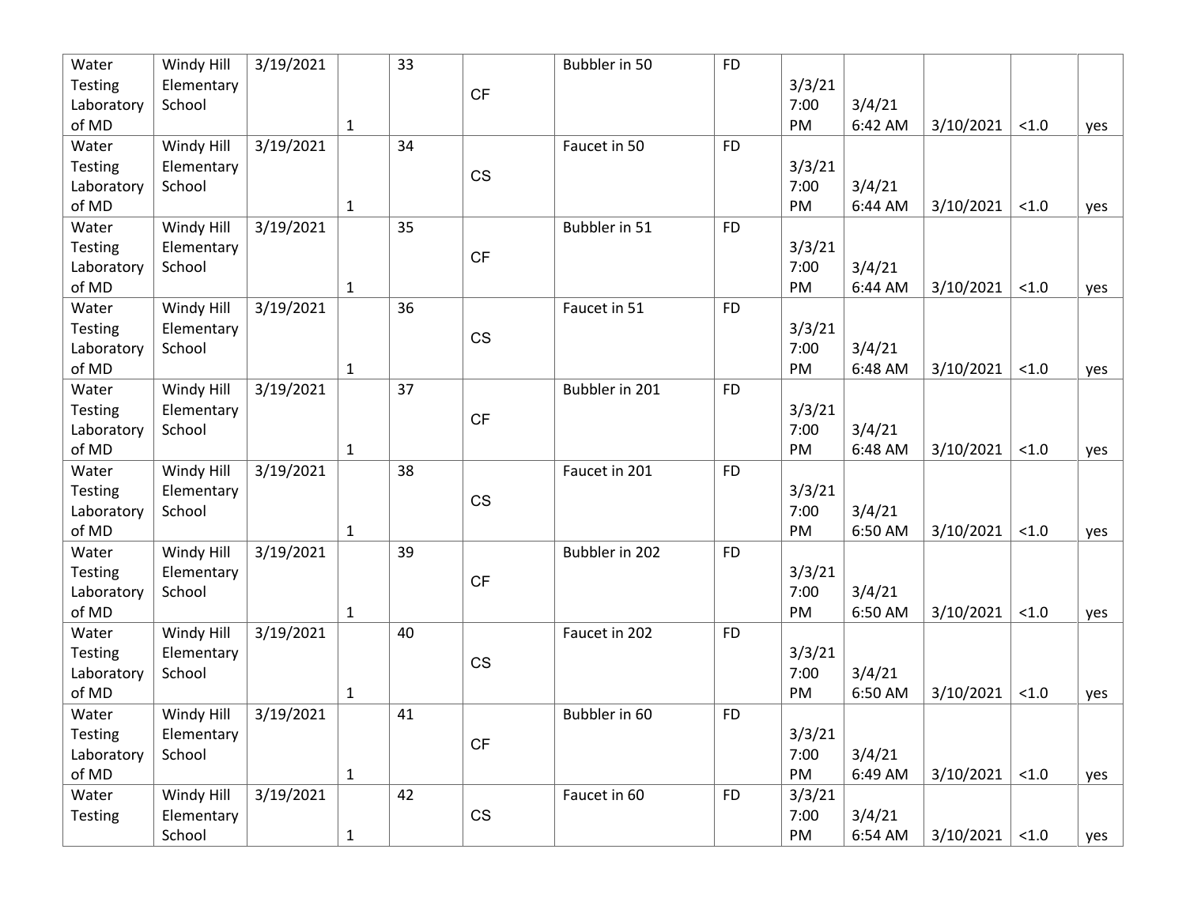| Water Testing Laboratory of MD | Windy Hill Elementary School | 3/19/2021 | 1 | 33 | CF | Bubbler in 50 | FD | 3/3/21 7:00 PM | 3/4/21 6:42 AM | 3/10/2021 | <1.0 | yes |
|---|---|---|---|---|---|---|---|---|---|---|---|---|
| Water Testing Laboratory of MD | Windy Hill Elementary School | 3/19/2021 | 1 | 34 | CS | Faucet in 50 | FD | 3/3/21 7:00 PM | 3/4/21 6:44 AM | 3/10/2021 | <1.0 | yes |
| Water Testing Laboratory of MD | Windy Hill Elementary School | 3/19/2021 | 1 | 35 | CF | Bubbler in 51 | FD | 3/3/21 7:00 PM | 3/4/21 6:44 AM | 3/10/2021 | <1.0 | yes |
| Water Testing Laboratory of MD | Windy Hill Elementary School | 3/19/2021 | 1 | 36 | CS | Faucet in 51 | FD | 3/3/21 7:00 PM | 3/4/21 6:48 AM | 3/10/2021 | <1.0 | yes |
| Water Testing Laboratory of MD | Windy Hill Elementary School | 3/19/2021 | 1 | 37 | CF | Bubbler in 201 | FD | 3/3/21 7:00 PM | 3/4/21 6:48 AM | 3/10/2021 | <1.0 | yes |
| Water Testing Laboratory of MD | Windy Hill Elementary School | 3/19/2021 | 1 | 38 | CS | Faucet in 201 | FD | 3/3/21 7:00 PM | 3/4/21 6:50 AM | 3/10/2021 | <1.0 | yes |
| Water Testing Laboratory of MD | Windy Hill Elementary School | 3/19/2021 | 1 | 39 | CF | Bubbler in 202 | FD | 3/3/21 7:00 PM | 3/4/21 6:50 AM | 3/10/2021 | <1.0 | yes |
| Water Testing Laboratory of MD | Windy Hill Elementary School | 3/19/2021 | 1 | 40 | CS | Faucet in 202 | FD | 3/3/21 7:00 PM | 3/4/21 6:50 AM | 3/10/2021 | <1.0 | yes |
| Water Testing Laboratory of MD | Windy Hill Elementary School | 3/19/2021 | 1 | 41 | CF | Bubbler in 60 | FD | 3/3/21 7:00 PM | 3/4/21 6:49 AM | 3/10/2021 | <1.0 | yes |
| Water Testing | Windy Hill Elementary School | 3/19/2021 | 1 | 42 | CS | Faucet in 60 | FD | 3/3/21 7:00 PM | 3/4/21 6:54 AM | 3/10/2021 | <1.0 | yes |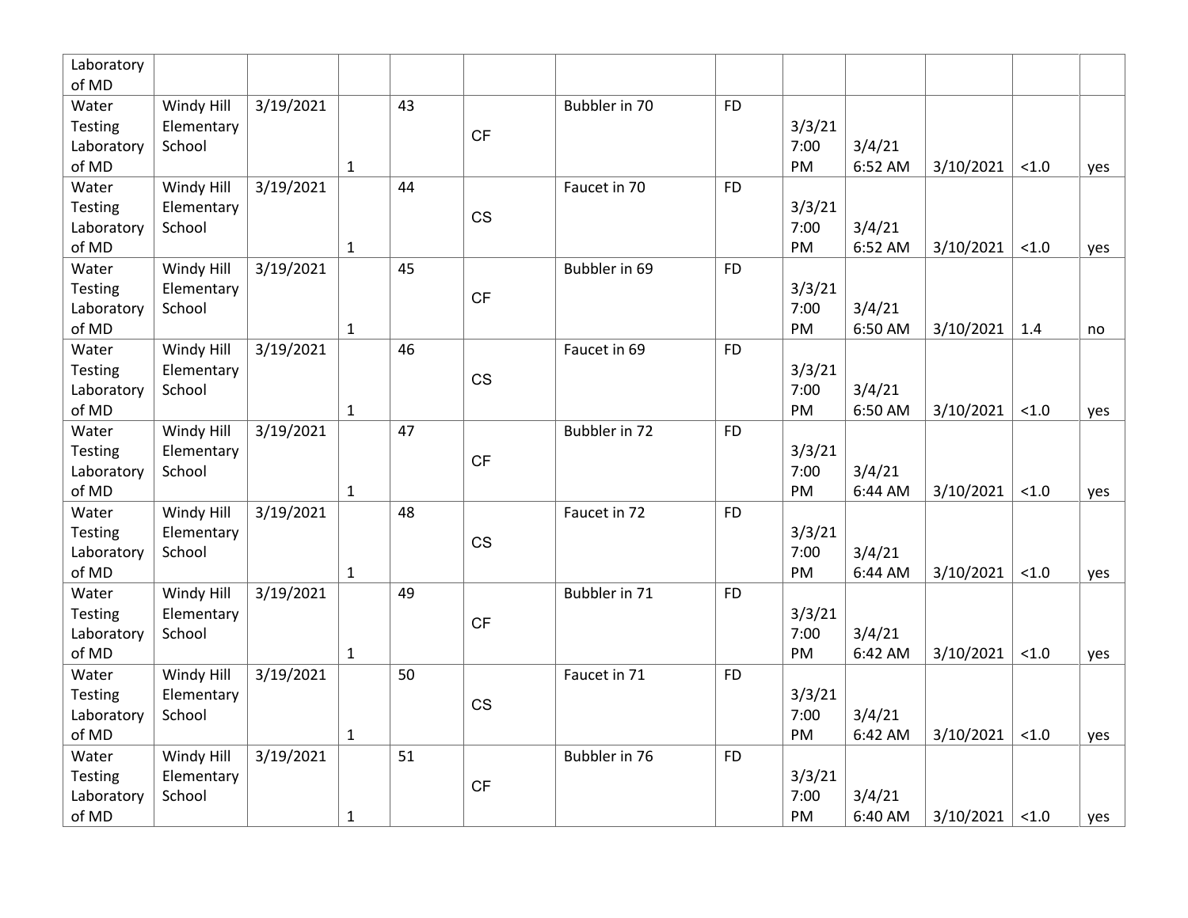| | | | | | | | | | | | | |
|---|---|---|---|---|---|---|---|---|---|---|---|---|
| Laboratory of MD | | | | | | | | | | | | |
| Water Testing Laboratory of MD | Windy Hill Elementary School | 3/19/2021 | 1 | 43 | CF | Bubbler in 70 | FD | 3/3/21 7:00 PM | 3/4/21 6:52 AM | 3/10/2021 | <1.0 | yes |
| Water Testing Laboratory of MD | Windy Hill Elementary School | 3/19/2021 | 1 | 44 | CS | Faucet in 70 | FD | 3/3/21 7:00 PM | 3/4/21 6:52 AM | 3/10/2021 | <1.0 | yes |
| Water Testing Laboratory of MD | Windy Hill Elementary School | 3/19/2021 | 1 | 45 | CF | Bubbler in 69 | FD | 3/3/21 7:00 PM | 3/4/21 6:50 AM | 3/10/2021 | 1.4 | no |
| Water Testing Laboratory of MD | Windy Hill Elementary School | 3/19/2021 | 1 | 46 | CS | Faucet in 69 | FD | 3/3/21 7:00 PM | 3/4/21 6:50 AM | 3/10/2021 | <1.0 | yes |
| Water Testing Laboratory of MD | Windy Hill Elementary School | 3/19/2021 | 1 | 47 | CF | Bubbler in 72 | FD | 3/3/21 7:00 PM | 3/4/21 6:44 AM | 3/10/2021 | <1.0 | yes |
| Water Testing Laboratory of MD | Windy Hill Elementary School | 3/19/2021 | 1 | 48 | CS | Faucet in 72 | FD | 3/3/21 7:00 PM | 3/4/21 6:44 AM | 3/10/2021 | <1.0 | yes |
| Water Testing Laboratory of MD | Windy Hill Elementary School | 3/19/2021 | 1 | 49 | CF | Bubbler in 71 | FD | 3/3/21 7:00 PM | 3/4/21 6:42 AM | 3/10/2021 | <1.0 | yes |
| Water Testing Laboratory of MD | Windy Hill Elementary School | 3/19/2021 | 1 | 50 | CS | Faucet in 71 | FD | 3/3/21 7:00 PM | 3/4/21 6:42 AM | 3/10/2021 | <1.0 | yes |
| Water Testing Laboratory of MD | Windy Hill Elementary School | 3/19/2021 | 1 | 51 | CF | Bubbler in 76 | FD | 3/3/21 7:00 PM | 3/4/21 6:40 AM | 3/10/2021 | <1.0 | yes |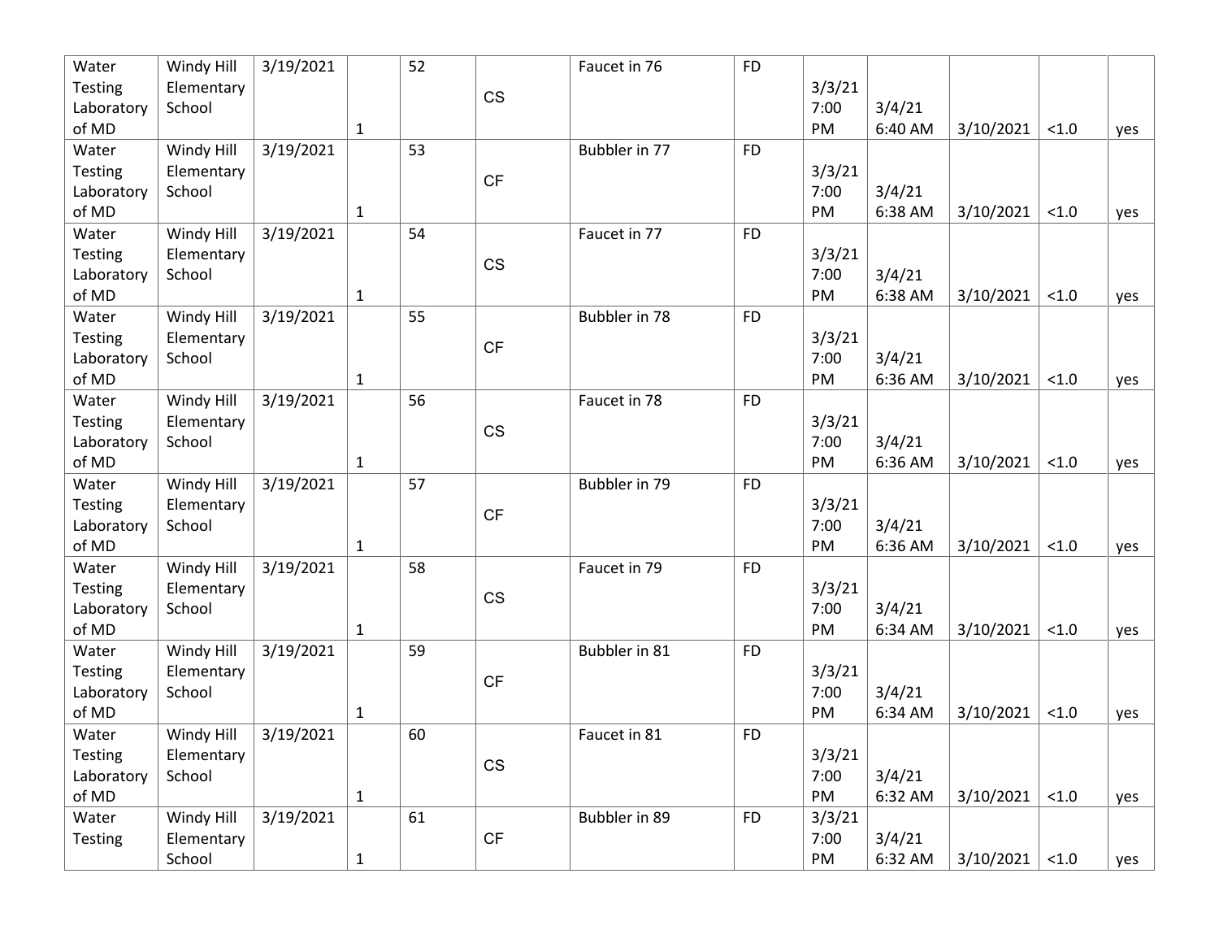| | | | | | | | | | | | | |
|---|---|---|---|---|---|---|---|---|---|---|---|---|
| Water Testing Laboratory of MD | Windy Hill Elementary School | 3/19/2021 | 1 | 52 | CS | Faucet in 76 | FD | 3/3/21 7:00 PM | 3/4/21 6:40 AM | 3/10/2021 | <1.0 | yes |
| Water Testing Laboratory of MD | Windy Hill Elementary School | 3/19/2021 | 1 | 53 | CF | Bubbler in 77 | FD | 3/3/21 7:00 PM | 3/4/21 6:38 AM | 3/10/2021 | <1.0 | yes |
| Water Testing Laboratory of MD | Windy Hill Elementary School | 3/19/2021 | 1 | 54 | CS | Faucet in 77 | FD | 3/3/21 7:00 PM | 3/4/21 6:38 AM | 3/10/2021 | <1.0 | yes |
| Water Testing Laboratory of MD | Windy Hill Elementary School | 3/19/2021 | 1 | 55 | CF | Bubbler in 78 | FD | 3/3/21 7:00 PM | 3/4/21 6:36 AM | 3/10/2021 | <1.0 | yes |
| Water Testing Laboratory of MD | Windy Hill Elementary School | 3/19/2021 | 1 | 56 | CS | Faucet in 78 | FD | 3/3/21 7:00 PM | 3/4/21 6:36 AM | 3/10/2021 | <1.0 | yes |
| Water Testing Laboratory of MD | Windy Hill Elementary School | 3/19/2021 | 1 | 57 | CF | Bubbler in 79 | FD | 3/3/21 7:00 PM | 3/4/21 6:36 AM | 3/10/2021 | <1.0 | yes |
| Water Testing Laboratory of MD | Windy Hill Elementary School | 3/19/2021 | 1 | 58 | CS | Faucet in 79 | FD | 3/3/21 7:00 PM | 3/4/21 6:34 AM | 3/10/2021 | <1.0 | yes |
| Water Testing Laboratory of MD | Windy Hill Elementary School | 3/19/2021 | 1 | 59 | CF | Bubbler in 81 | FD | 3/3/21 7:00 PM | 3/4/21 6:34 AM | 3/10/2021 | <1.0 | yes |
| Water Testing Laboratory of MD | Windy Hill Elementary School | 3/19/2021 | 1 | 60 | CS | Faucet in 81 | FD | 3/3/21 7:00 PM | 3/4/21 6:32 AM | 3/10/2021 | <1.0 | yes |
| Water Testing | Windy Hill Elementary School | 3/19/2021 | 1 | 61 | CF | Bubbler in 89 | FD | 3/3/21 7:00 PM | 3/4/21 6:32 AM | 3/10/2021 | <1.0 | yes |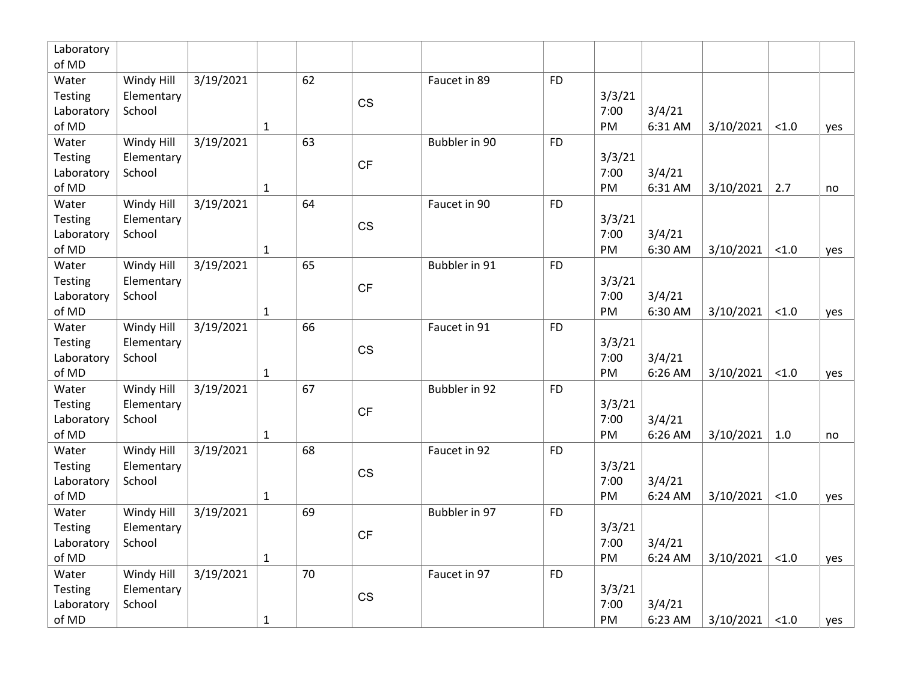| | | | | | | | | | | | | |
|---|---|---|---|---|---|---|---|---|---|---|---|---|
| Laboratory of MD | | | | | | | | | | | | |
| Water Testing Laboratory of MD | Windy Hill Elementary School | 3/19/2021 | 1 | 62 | CS | Faucet in 89 | FD | 3/3/21 7:00 PM | 3/4/21 6:31 AM | 3/10/2021 | <1.0 | yes |
| Water Testing Laboratory of MD | Windy Hill Elementary School | 3/19/2021 | 1 | 63 | CF | Bubbler in 90 | FD | 3/3/21 7:00 PM | 3/4/21 6:31 AM | 3/10/2021 | 2.7 | no |
| Water Testing Laboratory of MD | Windy Hill Elementary School | 3/19/2021 | 1 | 64 | CS | Faucet in 90 | FD | 3/3/21 7:00 PM | 3/4/21 6:30 AM | 3/10/2021 | <1.0 | yes |
| Water Testing Laboratory of MD | Windy Hill Elementary School | 3/19/2021 | 1 | 65 | CF | Bubbler in 91 | FD | 3/3/21 7:00 PM | 3/4/21 6:30 AM | 3/10/2021 | <1.0 | yes |
| Water Testing Laboratory of MD | Windy Hill Elementary School | 3/19/2021 | 1 | 66 | CS | Faucet in 91 | FD | 3/3/21 7:00 PM | 3/4/21 6:26 AM | 3/10/2021 | <1.0 | yes |
| Water Testing Laboratory of MD | Windy Hill Elementary School | 3/19/2021 | 1 | 67 | CF | Bubbler in 92 | FD | 3/3/21 7:00 PM | 3/4/21 6:26 AM | 3/10/2021 | 1.0 | no |
| Water Testing Laboratory of MD | Windy Hill Elementary School | 3/19/2021 | 1 | 68 | CS | Faucet in 92 | FD | 3/3/21 7:00 PM | 3/4/21 6:24 AM | 3/10/2021 | <1.0 | yes |
| Water Testing Laboratory of MD | Windy Hill Elementary School | 3/19/2021 | 1 | 69 | CF | Bubbler in 97 | FD | 3/3/21 7:00 PM | 3/4/21 6:24 AM | 3/10/2021 | <1.0 | yes |
| Water Testing Laboratory of MD | Windy Hill Elementary School | 3/19/2021 | 1 | 70 | CS | Faucet in 97 | FD | 3/3/21 7:00 PM | 3/4/21 6:23 AM | 3/10/2021 | <1.0 | yes |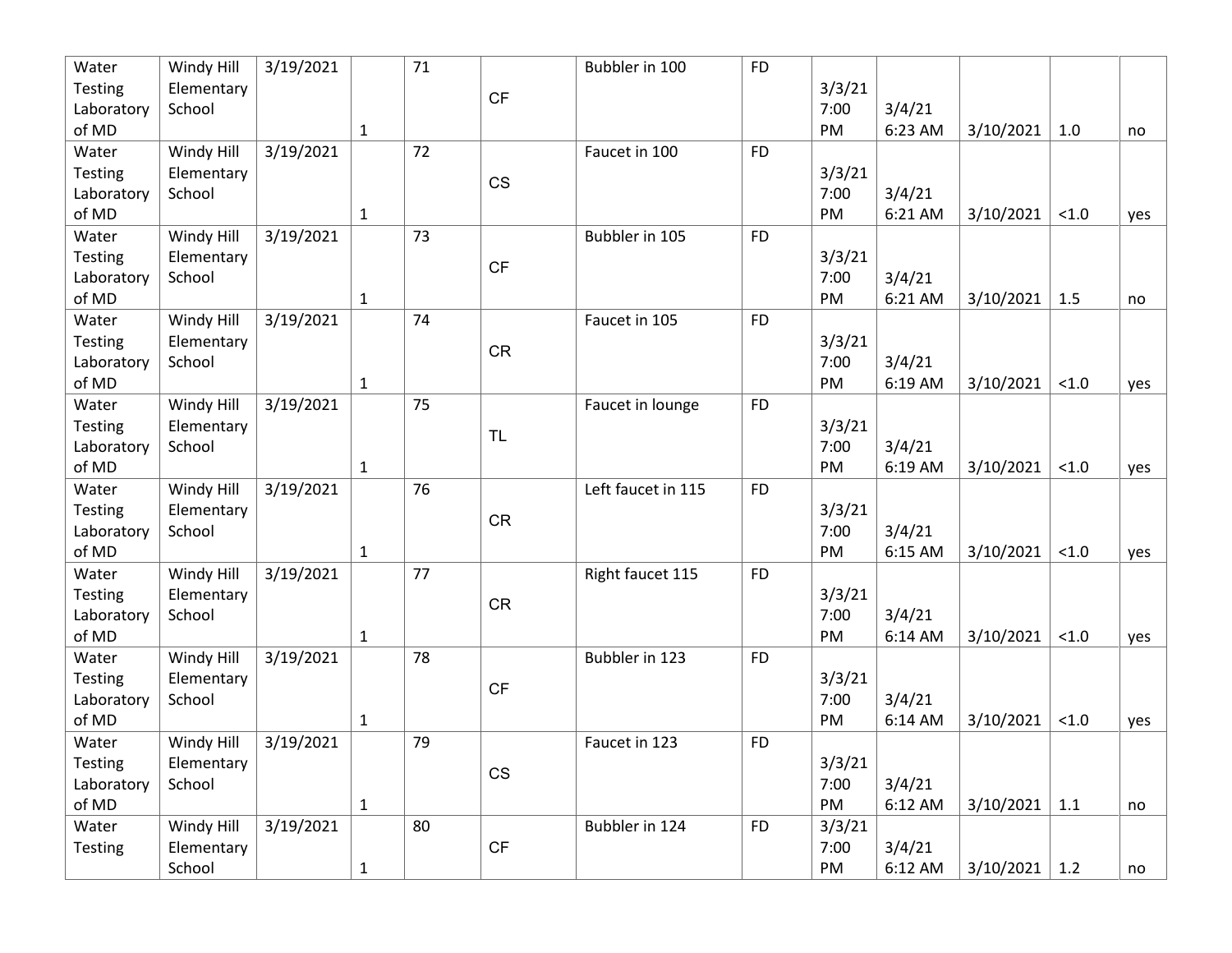| | | | | | | | | | | | | |
|---|---|---|---|---|---|---|---|---|---|---|---|---|
| Water Testing Laboratory of MD | Windy Hill Elementary School | 3/19/2021 | 1 | 71 | CF | Bubbler in 100 | FD | 3/3/21 7:00 PM | 3/4/21 6:23 AM | 3/10/2021 | 1.0 | no |
| Water Testing Laboratory of MD | Windy Hill Elementary School | 3/19/2021 | 1 | 72 | CS | Faucet in 100 | FD | 3/3/21 7:00 PM | 3/4/21 6:21 AM | 3/10/2021 | <1.0 | yes |
| Water Testing Laboratory of MD | Windy Hill Elementary School | 3/19/2021 | 1 | 73 | CF | Bubbler in 105 | FD | 3/3/21 7:00 PM | 3/4/21 6:21 AM | 3/10/2021 | 1.5 | no |
| Water Testing Laboratory of MD | Windy Hill Elementary School | 3/19/2021 | 1 | 74 | CR | Faucet in 105 | FD | 3/3/21 7:00 PM | 3/4/21 6:19 AM | 3/10/2021 | <1.0 | yes |
| Water Testing Laboratory of MD | Windy Hill Elementary School | 3/19/2021 | 1 | 75 | TL | Faucet in lounge | FD | 3/3/21 7:00 PM | 3/4/21 6:19 AM | 3/10/2021 | <1.0 | yes |
| Water Testing Laboratory of MD | Windy Hill Elementary School | 3/19/2021 | 1 | 76 | CR | Left faucet in 115 | FD | 3/3/21 7:00 PM | 3/4/21 6:15 AM | 3/10/2021 | <1.0 | yes |
| Water Testing Laboratory of MD | Windy Hill Elementary School | 3/19/2021 | 1 | 77 | CR | Right faucet 115 | FD | 3/3/21 7:00 PM | 3/4/21 6:14 AM | 3/10/2021 | <1.0 | yes |
| Water Testing Laboratory of MD | Windy Hill Elementary School | 3/19/2021 | 1 | 78 | CF | Bubbler in 123 | FD | 3/3/21 7:00 PM | 3/4/21 6:14 AM | 3/10/2021 | <1.0 | yes |
| Water Testing Laboratory of MD | Windy Hill Elementary School | 3/19/2021 | 1 | 79 | CS | Faucet in 123 | FD | 3/3/21 7:00 PM | 3/4/21 6:12 AM | 3/10/2021 | 1.1 | no |
| Water Testing | Windy Hill Elementary School | 3/19/2021 | 1 | 80 | CF | Bubbler in 124 | FD | 3/3/21 7:00 PM | 3/4/21 6:12 AM | 3/10/2021 | 1.2 | no |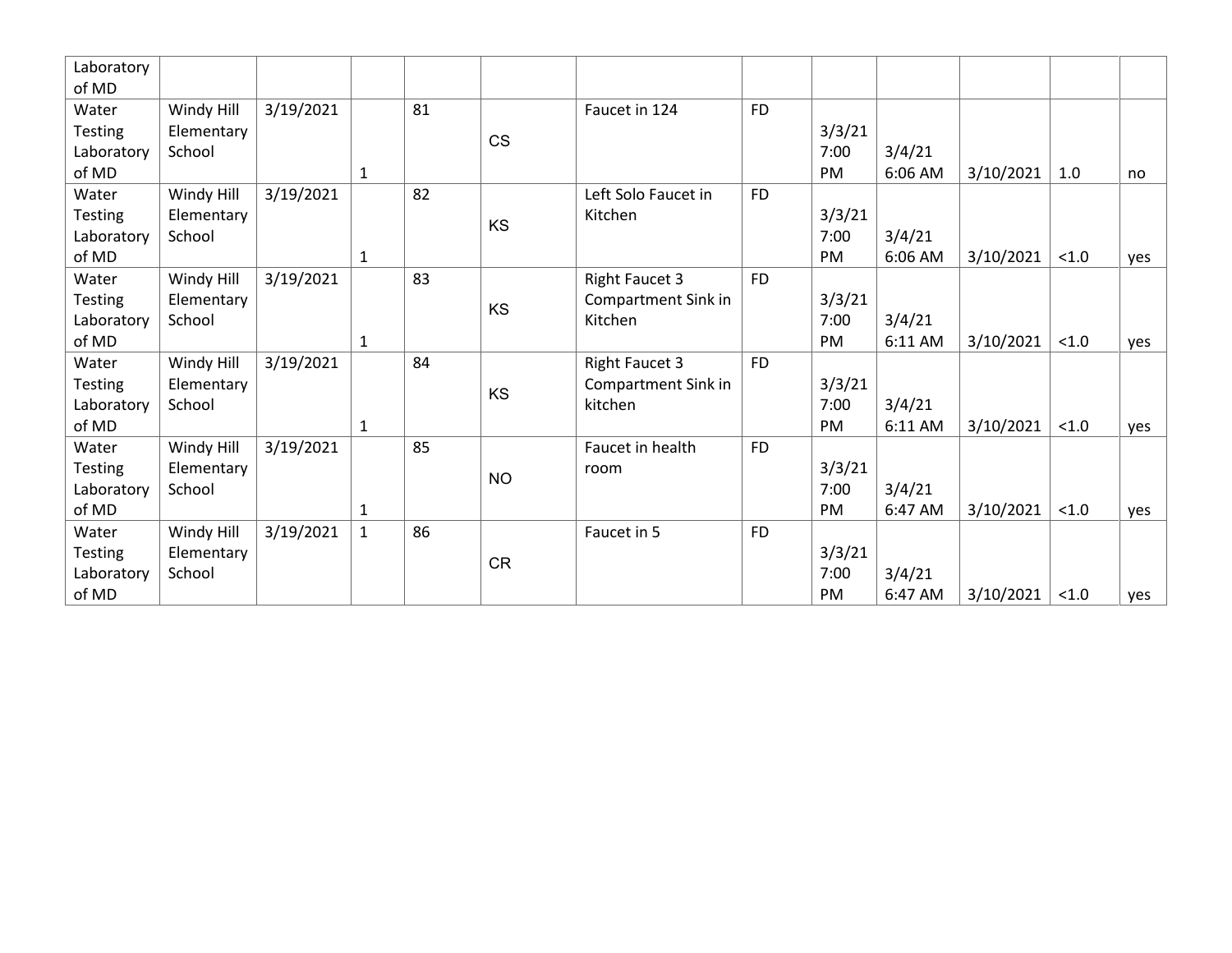| | | | | | | | | | | | | |
|---|---|---|---|---|---|---|---|---|---|---|---|---|
| Laboratory of MD | | | | | | | | | | | | |
| Water Testing Laboratory of MD | Windy Hill Elementary School | 3/19/2021 | 1 | 81 | CS | Faucet in 124 | FD | 3/3/21 7:00 PM | 3/4/21 6:06 AM | 3/10/2021 | 1.0 | no |
| Water Testing Laboratory of MD | Windy Hill Elementary School | 3/19/2021 | 1 | 82 | KS | Left Solo Faucet in Kitchen | FD | 3/3/21 7:00 PM | 3/4/21 6:06 AM | 3/10/2021 | <1.0 | yes |
| Water Testing Laboratory of MD | Windy Hill Elementary School | 3/19/2021 | 1 | 83 | KS | Right Faucet 3 Compartment Sink in Kitchen | FD | 3/3/21 7:00 PM | 3/4/21 6:11 AM | 3/10/2021 | <1.0 | yes |
| Water Testing Laboratory of MD | Windy Hill Elementary School | 3/19/2021 | 1 | 84 | KS | Right Faucet 3 Compartment Sink in kitchen | FD | 3/3/21 7:00 PM | 3/4/21 6:11 AM | 3/10/2021 | <1.0 | yes |
| Water Testing Laboratory of MD | Windy Hill Elementary School | 3/19/2021 | 1 | 85 | NO | Faucet in health room | FD | 3/3/21 7:00 PM | 3/4/21 6:47 AM | 3/10/2021 | <1.0 | yes |
| Water Testing Laboratory of MD | Windy Hill Elementary School | 3/19/2021 | 1 | 86 | CR | Faucet in 5 | FD | 3/3/21 7:00 PM | 3/4/21 6:47 AM | 3/10/2021 | <1.0 | yes |